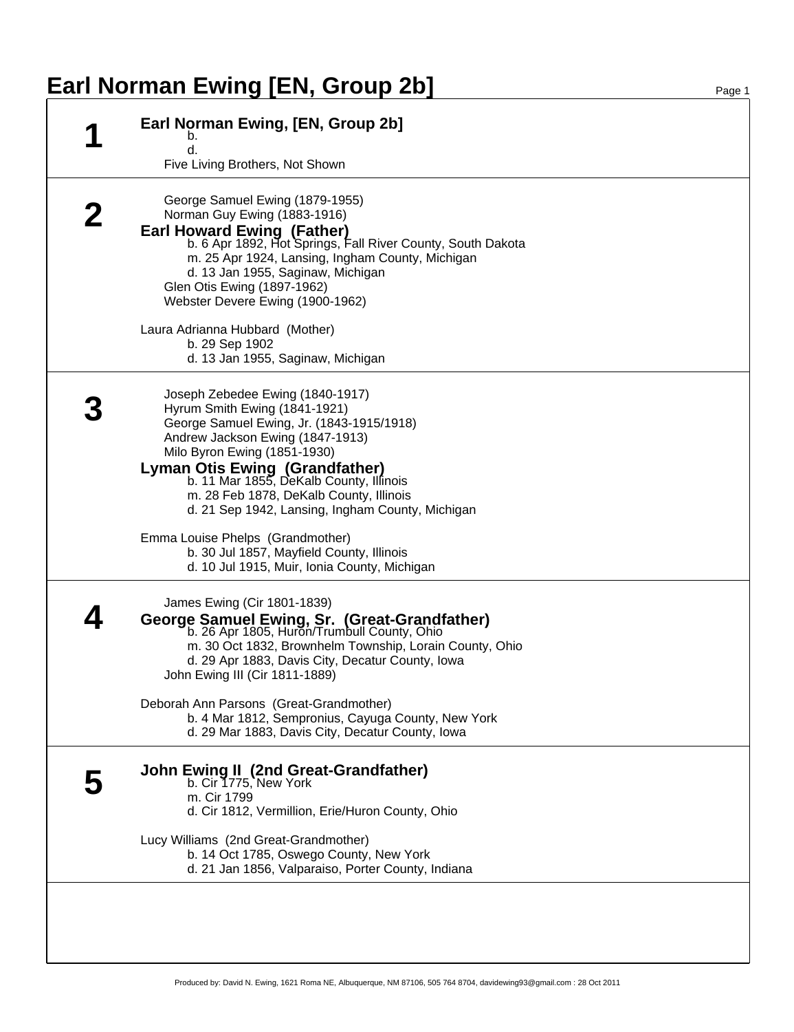# Earl Norman Ewing [EN, Group 2b]

## 1

**Earl Norman Ewing, [EN, Group 2b]**
b.
d.
Five Living Brothers, Not Shown

## 2

George Samuel Ewing (1879-1955)
Norman Guy Ewing (1883-1916)
**Earl Howard Ewing (Father)**
b. 6 Apr 1892, Hot Springs, Fall River County, South Dakota
m. 25 Apr 1924, Lansing, Ingham County, Michigan
d. 13 Jan 1955, Saginaw, Michigan
Glen Otis Ewing (1897-1962)
Webster Devere Ewing (1900-1962)

Laura Adrianna Hubbard (Mother)
b. 29 Sep 1902
d. 13 Jan 1955, Saginaw, Michigan

## 3

Joseph Zebedee Ewing (1840-1917)
Hyrum Smith Ewing (1841-1921)
George Samuel Ewing, Jr. (1843-1915/1918)
Andrew Jackson Ewing (1847-1913)
Milo Byron Ewing (1851-1930)
**Lyman Otis Ewing (Grandfather)**
b. 11 Mar 1855, DeKalb County, Illinois
m. 28 Feb 1878, DeKalb County, Illinois
d. 21 Sep 1942, Lansing, Ingham County, Michigan

Emma Louise Phelps (Grandmother)
b. 30 Jul 1857, Mayfield County, Illinois
d. 10 Jul 1915, Muir, Ionia County, Michigan

## 4

James Ewing (Cir 1801-1839)
**George Samuel Ewing, Sr. (Great-Grandfather)**
b. 26 Apr 1805, Huron/Trumbull County, Ohio
m. 30 Oct 1832, Brownhelm Township, Lorain County, Ohio
d. 29 Apr 1883, Davis City, Decatur County, Iowa
John Ewing III (Cir 1811-1889)

Deborah Ann Parsons (Great-Grandmother)
b. 4 Mar 1812, Sempronius, Cayuga County, New York
d. 29 Mar 1883, Davis City, Decatur County, Iowa

## 5

**John Ewing II (2nd Great-Grandfather)**
b. Cir 1775, New York
m. Cir 1799
d. Cir 1812, Vermillion, Erie/Huron County, Ohio

Lucy Williams (2nd Great-Grandmother)
b. 14 Oct 1785, Oswego County, New York
d. 21 Jan 1856, Valparaiso, Porter County, Indiana

Produced by: David N. Ewing, 1621 Roma NE, Albuquerque, NM 87106, 505 764 8704, davidewing93@gmail.com : 28 Oct 2011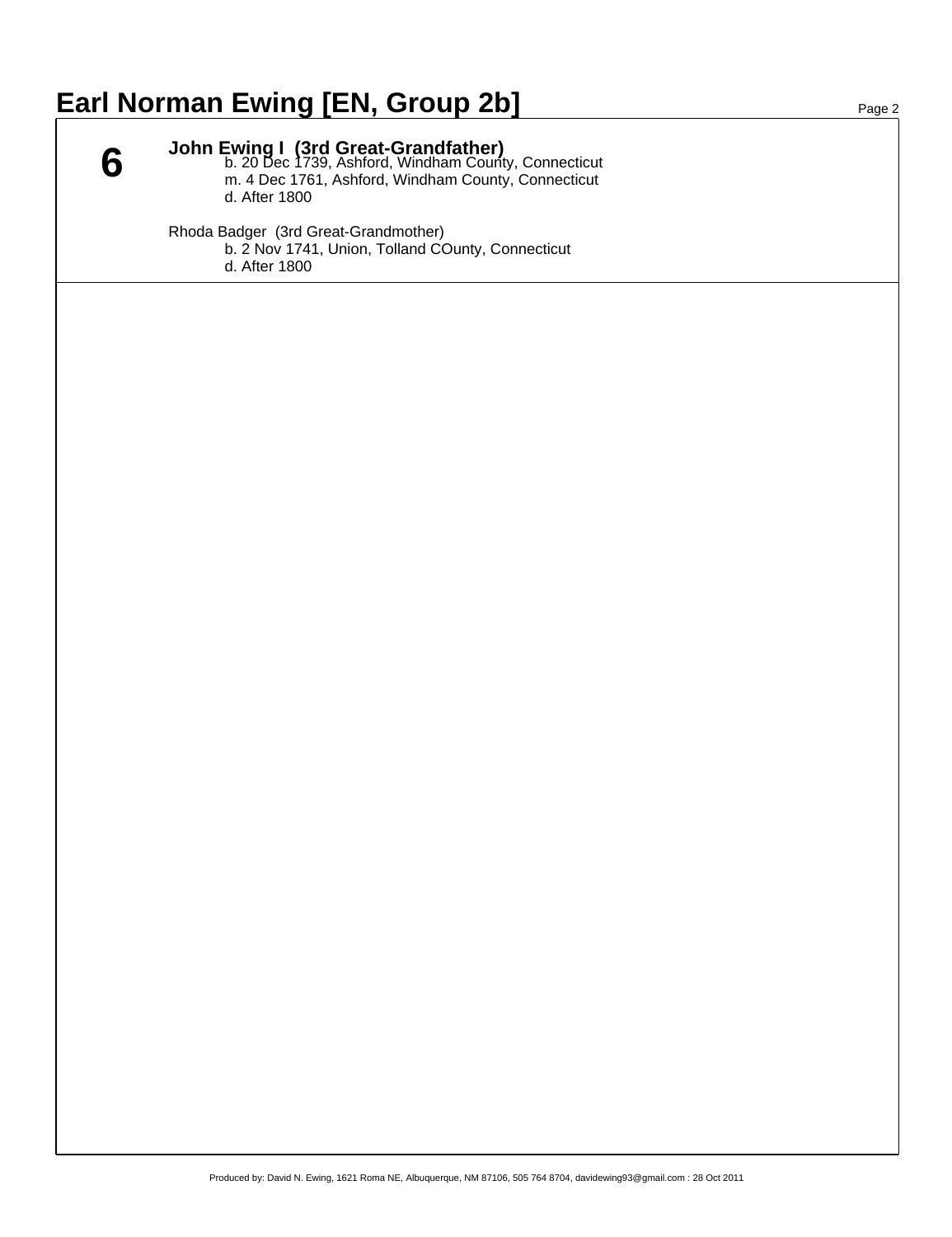# Earl Norman Ewing [EN, Group 2b]

**6**

**John Ewing I (3rd Great-Grandfather)**
b. 20 Dec 1739, Ashford, Windham County, Connecticut
m. 4 Dec 1761, Ashford, Windham County, Connecticut
d. After 1800

Rhoda Badger (3rd Great-Grandmother)
b. 2 Nov 1741, Union, Tolland COunty, Connecticut
d. After 1800

Produced by: David N. Ewing, 1621 Roma NE, Albuquerque, NM 87106, 505 764 8704, davidewing93@gmail.com : 28 Oct 2011